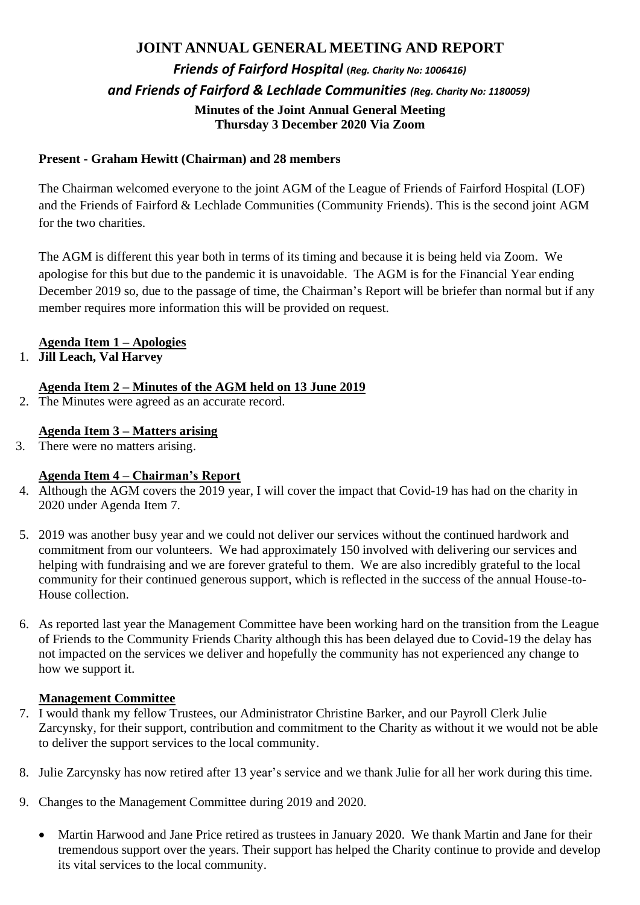# JOINT ANNUAL GENERAL MEETING AND REPORT

## *Friends of Fairford Hospital (Reg. Charity No: 1006416)*

## *and Friends of Fairford & Lechlade Communities (Reg. Charity No: 1180059)*

**Minutes of the Joint Annual General Meeting**
**Thursday 3 December 2020 Via Zoom**

**Present - Graham Hewitt (Chairman) and 28 members**

The Chairman welcomed everyone to the joint AGM of the League of Friends of Fairford Hospital (LOF) and the Friends of Fairford & Lechlade Communities (Community Friends). This is the second joint AGM for the two charities.

The AGM is different this year both in terms of its timing and because it is being held via Zoom. We apologise for this but due to the pandemic it is unavoidable. The AGM is for the Financial Year ending December 2019 so, due to the passage of time, the Chairman's Report will be briefer than normal but if any member requires more information this will be provided on request.

**Agenda Item 1 – Apologies**

1. **Jill Leach, Val Harvey**

**Agenda Item 2 – Minutes of the AGM held on 13 June 2019**

2. The Minutes were agreed as an accurate record.

**Agenda Item 3 – Matters arising**

3. There were no matters arising.

**Agenda Item 4 – Chairman's Report**

4. Although the AGM covers the 2019 year, I will cover the impact that Covid-19 has had on the charity in 2020 under Agenda Item 7.

5. 2019 was another busy year and we could not deliver our services without the continued hardwork and commitment from our volunteers. We had approximately 150 involved with delivering our services and helping with fundraising and we are forever grateful to them. We are also incredibly grateful to the local community for their continued generous support, which is reflected in the success of the annual House-to-House collection.

6. As reported last year the Management Committee have been working hard on the transition from the League of Friends to the Community Friends Charity although this has been delayed due to Covid-19 the delay has not impacted on the services we deliver and hopefully the community has not experienced any change to how we support it.

**Management Committee**

7. I would thank my fellow Trustees, our Administrator Christine Barker, and our Payroll Clerk Julie Zarcynsky, for their support, contribution and commitment to the Charity as without it we would not be able to deliver the support services to the local community.

8. Julie Zarcynsky has now retired after 13 year's service and we thank Julie for all her work during this time.

9. Changes to the Management Committee during 2019 and 2020.

   - Martin Harwood and Jane Price retired as trustees in January 2020. We thank Martin and Jane for their tremendous support over the years. Their support has helped the Charity continue to provide and develop its vital services to the local community.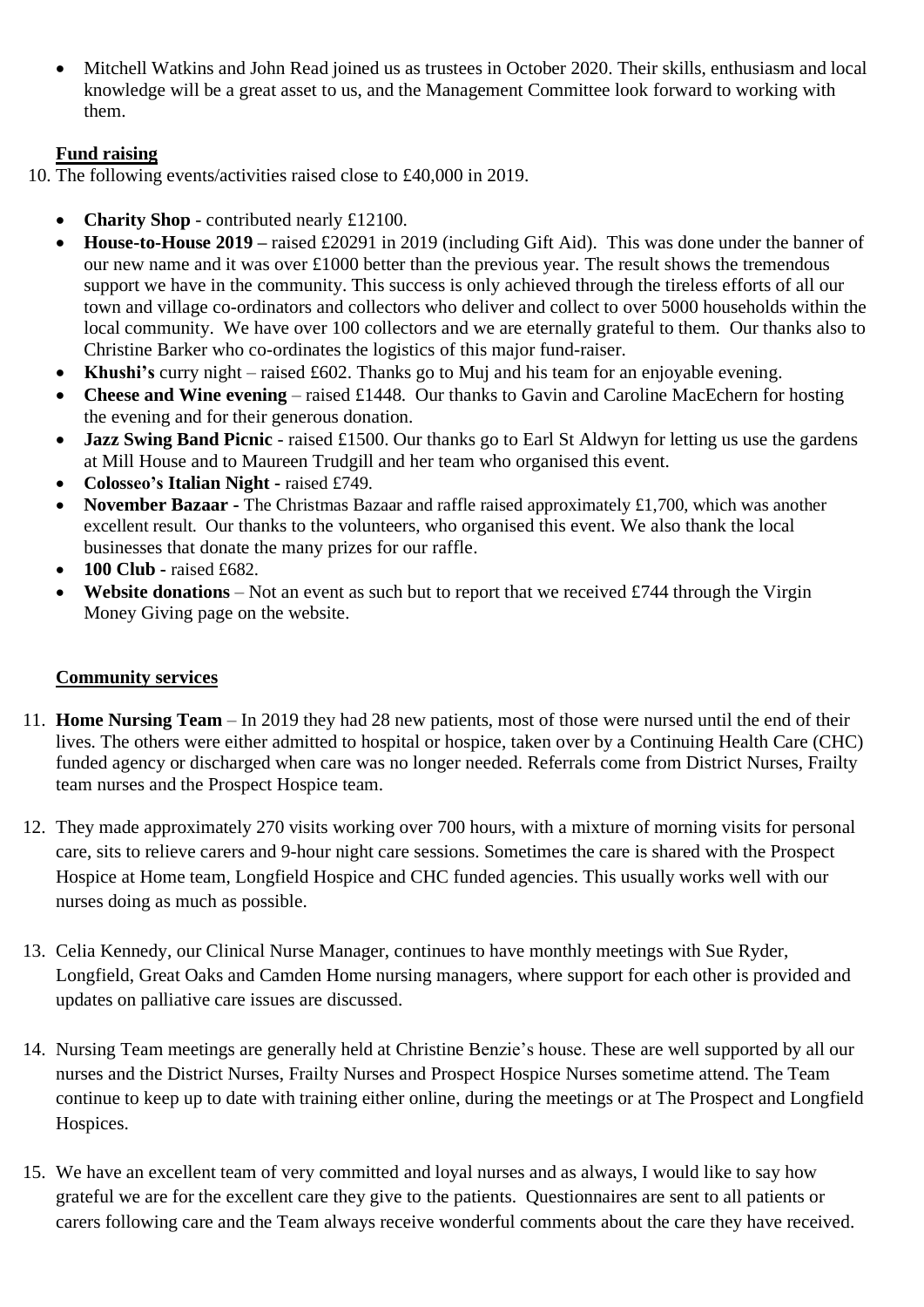- Mitchell Watkins and John Read joined us as trustees in October 2020. Their skills, enthusiasm and local knowledge will be a great asset to us, and the Management Committee look forward to working with them.

**Fund raising**

10. The following events/activities raised close to £40,000 in 2019.

    - **Charity Shop** - contributed nearly £12100.
    - **House-to-House 2019 –** raised £20291 in 2019 (including Gift Aid). This was done under the banner of our new name and it was over £1000 better than the previous year. The result shows the tremendous support we have in the community. This success is only achieved through the tireless efforts of all our town and village co-ordinators and collectors who deliver and collect to over 5000 households within the local community. We have over 100 collectors and we are eternally grateful to them. Our thanks also to Christine Barker who co-ordinates the logistics of this major fund-raiser.
    - **Khushi's** curry night – raised £602. Thanks go to Muj and his team for an enjoyable evening.
    - **Cheese and Wine evening** – raised £1448. Our thanks to Gavin and Caroline MacEchern for hosting the evening and for their generous donation.
    - **Jazz Swing Band Picnic** - raised £1500. Our thanks go to Earl St Aldwyn for letting us use the gardens at Mill House and to Maureen Trudgill and her team who organised this event.
    - **Colosseo's Italian Night -** raised £749.
    - **November Bazaar -** The Christmas Bazaar and raffle raised approximately £1,700, which was another excellent result. Our thanks to the volunteers, who organised this event. We also thank the local businesses that donate the many prizes for our raffle.
    - **100 Club -** raised £682.
    - **Website donations** – Not an event as such but to report that we received £744 through the Virgin Money Giving page on the website.

**Community services**

11. **Home Nursing Team** – In 2019 they had 28 new patients, most of those were nursed until the end of their lives. The others were either admitted to hospital or hospice, taken over by a Continuing Health Care (CHC) funded agency or discharged when care was no longer needed. Referrals come from District Nurses, Frailty team nurses and the Prospect Hospice team.

12. They made approximately 270 visits working over 700 hours, with a mixture of morning visits for personal care, sits to relieve carers and 9-hour night care sessions. Sometimes the care is shared with the Prospect Hospice at Home team, Longfield Hospice and CHC funded agencies. This usually works well with our nurses doing as much as possible.

13. Celia Kennedy, our Clinical Nurse Manager, continues to have monthly meetings with Sue Ryder, Longfield, Great Oaks and Camden Home nursing managers, where support for each other is provided and updates on palliative care issues are discussed.

14. Nursing Team meetings are generally held at Christine Benzie's house. These are well supported by all our nurses and the District Nurses, Frailty Nurses and Prospect Hospice Nurses sometime attend. The Team continue to keep up to date with training either online, during the meetings or at The Prospect and Longfield Hospices.

15. We have an excellent team of very committed and loyal nurses and as always, I would like to say how grateful we are for the excellent care they give to the patients. Questionnaires are sent to all patients or carers following care and the Team always receive wonderful comments about the care they have received.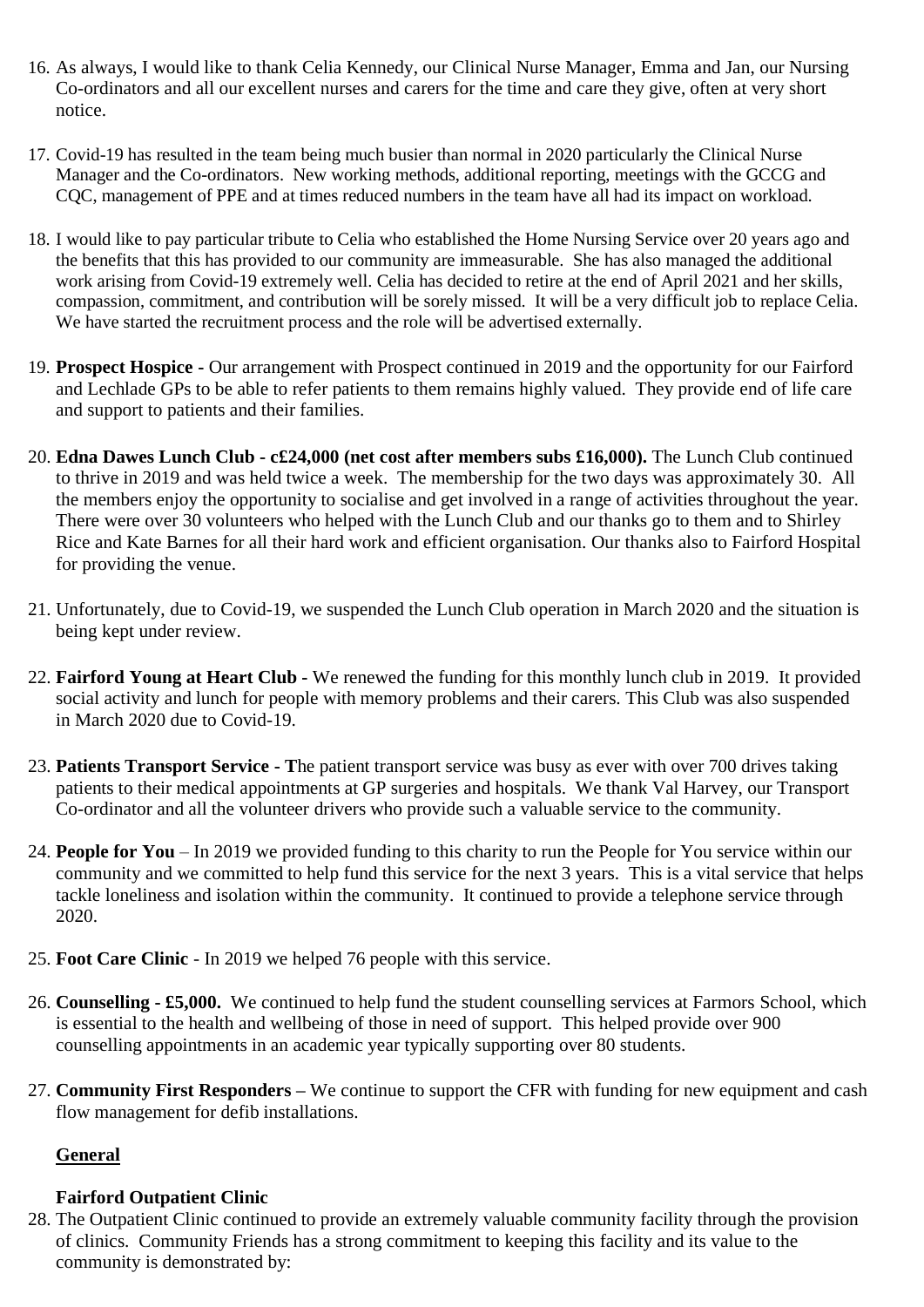16. As always, I would like to thank Celia Kennedy, our Clinical Nurse Manager, Emma and Jan, our Nursing Co-ordinators and all our excellent nurses and carers for the time and care they give, often at very short notice.

17. Covid-19 has resulted in the team being much busier than normal in 2020 particularly the Clinical Nurse Manager and the Co-ordinators. New working methods, additional reporting, meetings with the GCCG and CQC, management of PPE and at times reduced numbers in the team have all had its impact on workload.

18. I would like to pay particular tribute to Celia who established the Home Nursing Service over 20 years ago and the benefits that this has provided to our community are immeasurable. She has also managed the additional work arising from Covid-19 extremely well. Celia has decided to retire at the end of April 2021 and her skills, compassion, commitment, and contribution will be sorely missed. It will be a very difficult job to replace Celia. We have started the recruitment process and the role will be advertised externally.

19. **Prospect Hospice -** Our arrangement with Prospect continued in 2019 and the opportunity for our Fairford and Lechlade GPs to be able to refer patients to them remains highly valued. They provide end of life care and support to patients and their families.

20. **Edna Dawes Lunch Club - c£24,000 (net cost after members subs £16,000).** The Lunch Club continued to thrive in 2019 and was held twice a week. The membership for the two days was approximately 30. All the members enjoy the opportunity to socialise and get involved in a range of activities throughout the year. There were over 30 volunteers who helped with the Lunch Club and our thanks go to them and to Shirley Rice and Kate Barnes for all their hard work and efficient organisation. Our thanks also to Fairford Hospital for providing the venue.

21. Unfortunately, due to Covid-19, we suspended the Lunch Club operation in March 2020 and the situation is being kept under review.

22. **Fairford Young at Heart Club -** We renewed the funding for this monthly lunch club in 2019. It provided social activity and lunch for people with memory problems and their carers. This Club was also suspended in March 2020 due to Covid-19.

23. **Patients Transport Service - T**he patient transport service was busy as ever with over 700 drives taking patients to their medical appointments at GP surgeries and hospitals. We thank Val Harvey, our Transport Co-ordinator and all the volunteer drivers who provide such a valuable service to the community.

24. **People for You** – In 2019 we provided funding to this charity to run the People for You service within our community and we committed to help fund this service for the next 3 years. This is a vital service that helps tackle loneliness and isolation within the community. It continued to provide a telephone service through 2020.

25. **Foot Care Clinic** - In 2019 we helped 76 people with this service.

26. **Counselling - £5,000.** We continued to help fund the student counselling services at Farmors School, which is essential to the health and wellbeing of those in need of support. This helped provide over 900 counselling appointments in an academic year typically supporting over 80 students.

27. **Community First Responders –** We continue to support the CFR with funding for new equipment and cash flow management for defib installations.

**General**

**Fairford Outpatient Clinic**

28. The Outpatient Clinic continued to provide an extremely valuable community facility through the provision of clinics. Community Friends has a strong commitment to keeping this facility and its value to the community is demonstrated by: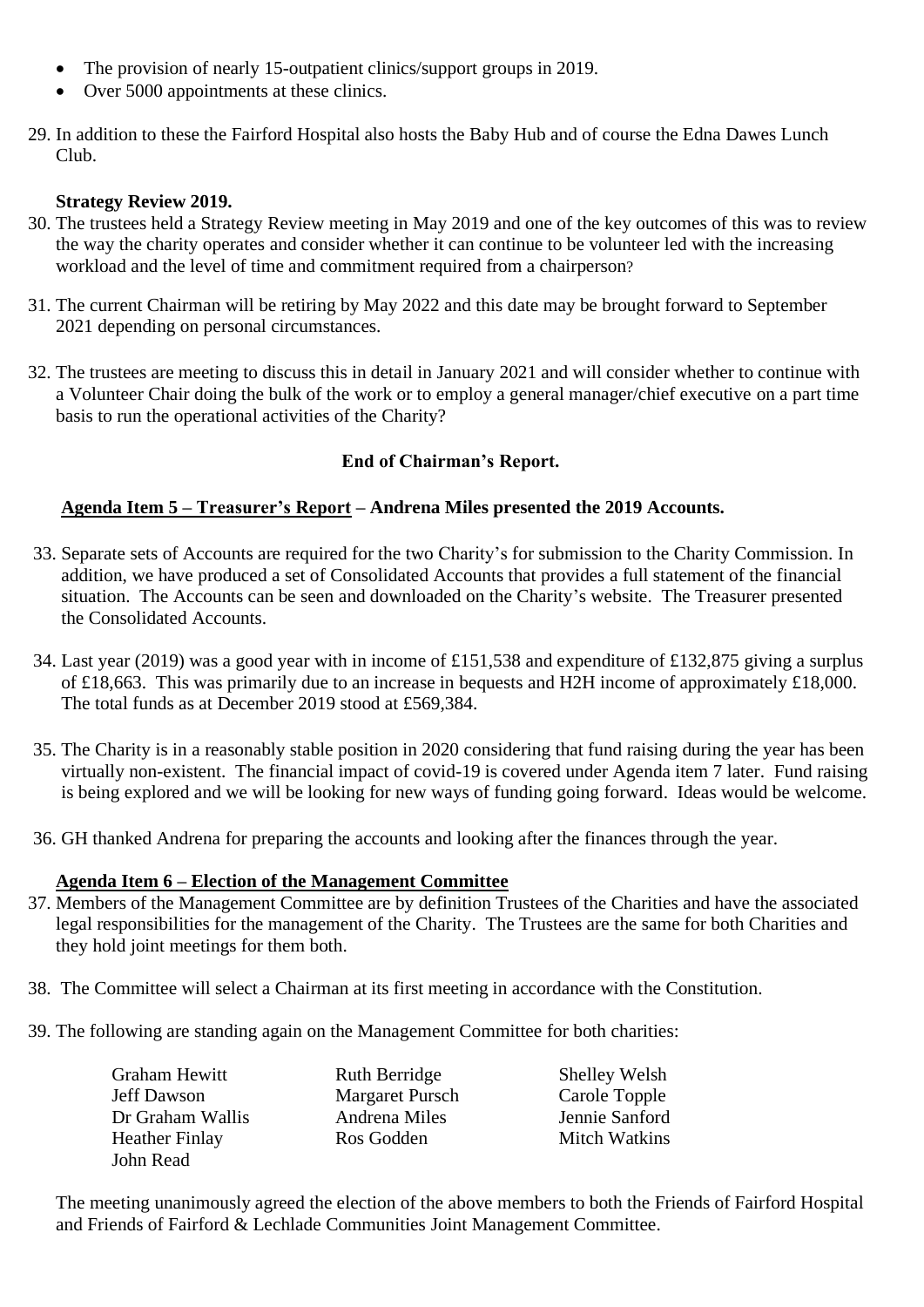- The provision of nearly 15-outpatient clinics/support groups in 2019.
- Over 5000 appointments at these clinics.

29. In addition to these the Fairford Hospital also hosts the Baby Hub and of course the Edna Dawes Lunch Club.

**Strategy Review 2019.**

30. The trustees held a Strategy Review meeting in May 2019 and one of the key outcomes of this was to review the way the charity operates and consider whether it can continue to be volunteer led with the increasing workload and the level of time and commitment required from a chairperson?

31. The current Chairman will be retiring by May 2022 and this date may be brought forward to September 2021 depending on personal circumstances.

32. The trustees are meeting to discuss this in detail in January 2021 and will consider whether to continue with a Volunteer Chair doing the bulk of the work or to employ a general manager/chief executive on a part time basis to run the operational activities of the Charity?

**End of Chairman's Report.**

**<u>Agenda Item 5 – Treasurer's Report</u> – Andrena Miles presented the 2019 Accounts.**

33. Separate sets of Accounts are required for the two Charity's for submission to the Charity Commission. In addition, we have produced a set of Consolidated Accounts that provides a full statement of the financial situation. The Accounts can be seen and downloaded on the Charity's website. The Treasurer presented the Consolidated Accounts.

34. Last year (2019) was a good year with in income of £151,538 and expenditure of £132,875 giving a surplus of £18,663. This was primarily due to an increase in bequests and H2H income of approximately £18,000. The total funds as at December 2019 stood at £569,384.

35. The Charity is in a reasonably stable position in 2020 considering that fund raising during the year has been virtually non-existent. The financial impact of covid-19 is covered under Agenda item 7 later. Fund raising is being explored and we will be looking for new ways of funding going forward. Ideas would be welcome.

36. GH thanked Andrena for preparing the accounts and looking after the finances through the year.

**<u>Agenda Item 6 – Election of the Management Committee</u>**

37. Members of the Management Committee are by definition Trustees of the Charities and have the associated legal responsibilities for the management of the Charity. The Trustees are the same for both Charities and they hold joint meetings for them both.

38. The Committee will select a Chairman at its first meeting in accordance with the Constitution.

39. The following are standing again on the Management Committee for both charities:

| | | |
|---|---|---|
| Graham Hewitt | Ruth Berridge | Shelley Welsh |
| Jeff Dawson | Margaret Pursch | Carole Topple |
| Dr Graham Wallis | Andrena Miles | Jennie Sanford |
| Heather Finlay | Ros Godden | Mitch Watkins |
| John Read | | |

The meeting unanimously agreed the election of the above members to both the Friends of Fairford Hospital and Friends of Fairford & Lechlade Communities Joint Management Committee.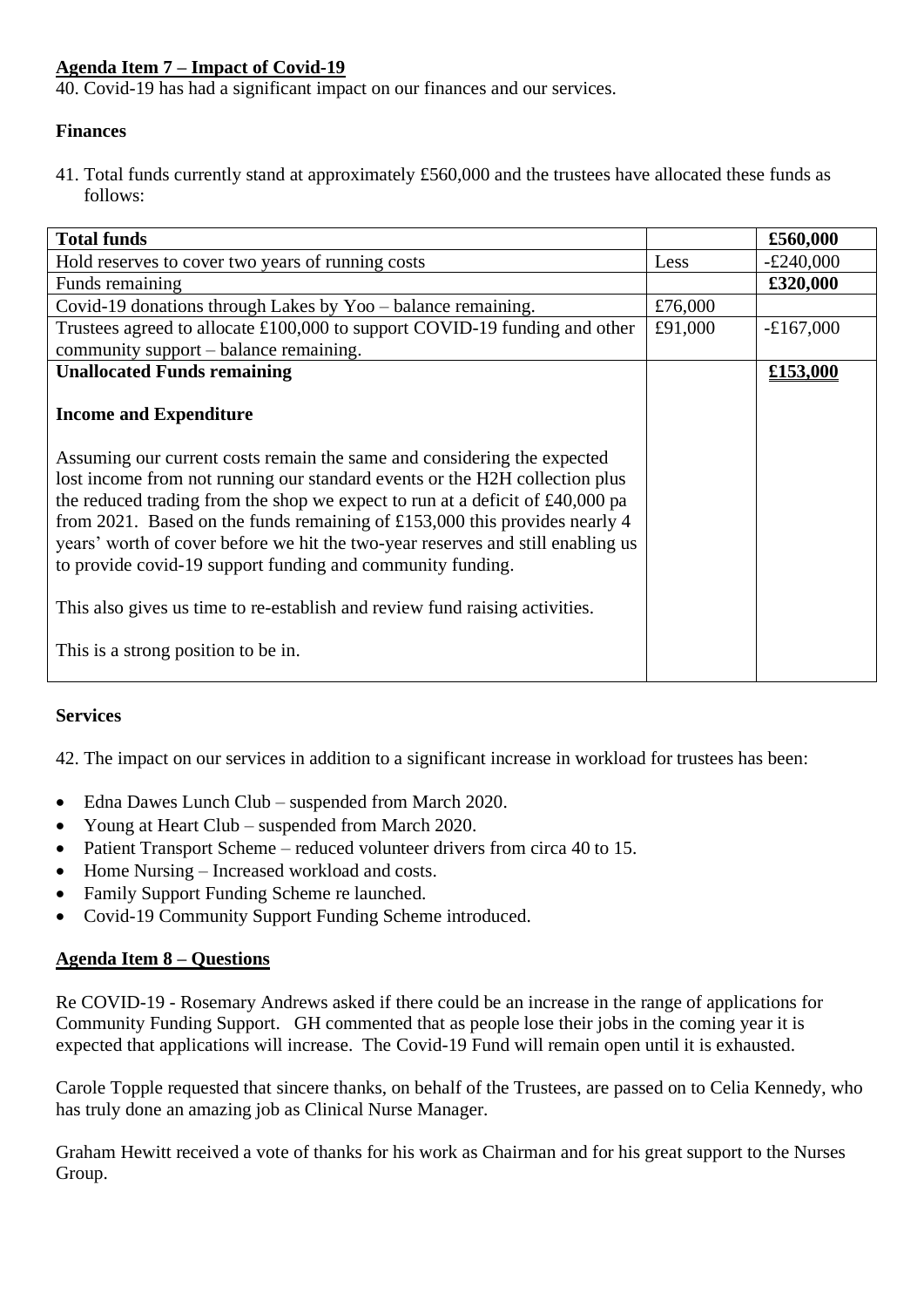**Agenda Item 7 – Impact of Covid-19**

40. Covid-19 has had a significant impact on our finances and our services.

**Finances**

41. Total funds currently stand at approximately £560,000 and the trustees have allocated these funds as follows:

| | | |
|---|---|---|
| **Total funds** | | **£560,000** |
| Hold reserves to cover two years of running costs | Less | -£240,000 |
| Funds remaining | | **£320,000** |
| Covid-19 donations through Lakes by Yoo – balance remaining. | £76,000 | |
| Trustees agreed to allocate £100,000 to support COVID-19 funding and other community support – balance remaining. | £91,000 | -£167,000 |
| **Unallocated Funds remaining** | | **£153,000** |
| **Income and Expenditure**<br><br>Assuming our current costs remain the same and considering the expected lost income from not running our standard events or the H2H collection plus the reduced trading from the shop we expect to run at a deficit of £40,000 pa from 2021. Based on the funds remaining of £153,000 this provides nearly 4 years' worth of cover before we hit the two-year reserves and still enabling us to provide covid-19 support funding and community funding.<br><br>This also gives us time to re-establish and review fund raising activities.<br><br>This is a strong position to be in. | | |

**Services**

42. The impact on our services in addition to a significant increase in workload for trustees has been:

- Edna Dawes Lunch Club – suspended from March 2020.
- Young at Heart Club – suspended from March 2020.
- Patient Transport Scheme – reduced volunteer drivers from circa 40 to 15.
- Home Nursing – Increased workload and costs.
- Family Support Funding Scheme re launched.
- Covid-19 Community Support Funding Scheme introduced.

**Agenda Item 8 – Questions**

Re COVID-19 - Rosemary Andrews asked if there could be an increase in the range of applications for Community Funding Support. GH commented that as people lose their jobs in the coming year it is expected that applications will increase. The Covid-19 Fund will remain open until it is exhausted.

Carole Topple requested that sincere thanks, on behalf of the Trustees, are passed on to Celia Kennedy, who has truly done an amazing job as Clinical Nurse Manager.

Graham Hewitt received a vote of thanks for his work as Chairman and for his great support to the Nurses Group.